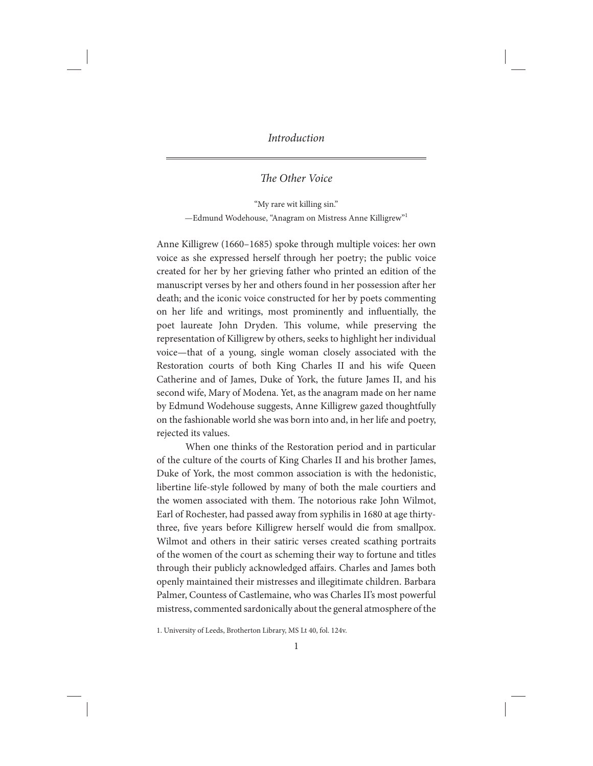# *Introduction*

## *The Other Voice*

"My rare wit killing sin."
—Edmund Wodehouse, "Anagram on Mistress Anne Killigrew"[1]

Anne Killigrew (1660–1685) spoke through multiple voices: her own voice as she expressed herself through her poetry; the public voice created for her by her grieving father who printed an edition of the manuscript verses by her and others found in her possession after her death; and the iconic voice constructed for her by poets commenting on her life and writings, most prominently and influentially, the poet laureate John Dryden. This volume, while preserving the representation of Killigrew by others, seeks to highlight her individual voice—that of a young, single woman closely associated with the Restoration courts of both King Charles II and his wife Queen Catherine and of James, Duke of York, the future James II, and his second wife, Mary of Modena. Yet, as the anagram made on her name by Edmund Wodehouse suggests, Anne Killigrew gazed thoughtfully on the fashionable world she was born into and, in her life and poetry, rejected its values.

When one thinks of the Restoration period and in particular of the culture of the courts of King Charles II and his brother James, Duke of York, the most common association is with the hedonistic, libertine life-style followed by many of both the male courtiers and the women associated with them. The notorious rake John Wilmot, Earl of Rochester, had passed away from syphilis in 1680 at age thirty-three, five years before Killigrew herself would die from smallpox. Wilmot and others in their satiric verses created scathing portraits of the women of the court as scheming their way to fortune and titles through their publicly acknowledged affairs. Charles and James both openly maintained their mistresses and illegitimate children. Barbara Palmer, Countess of Castlemaine, who was Charles II's most powerful mistress, commented sardonically about the general atmosphere of the

1. University of Leeds, Brotherton Library, MS Lt 40, fol. 124v.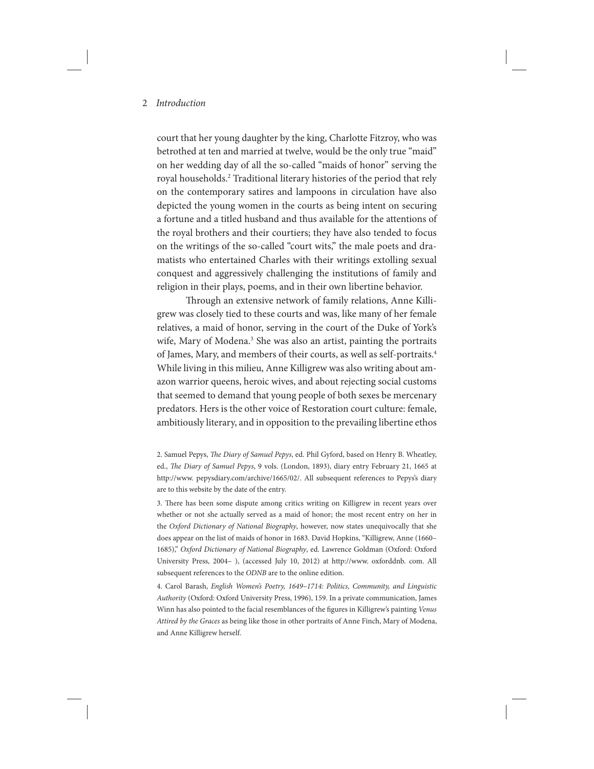court that her young daughter by the king, Charlotte Fitzroy, who was betrothed at ten and married at twelve, would be the only true "maid" on her wedding day of all the so-called "maids of honor" serving the royal households.[2] Traditional literary histories of the period that rely on the contemporary satires and lampoons in circulation have also depicted the young women in the courts as being intent on securing a fortune and a titled husband and thus available for the attentions of the royal brothers and their courtiers; they have also tended to focus on the writings of the so-called "court wits," the male poets and dramatists who entertained Charles with their writings extolling sexual conquest and aggressively challenging the institutions of family and religion in their plays, poems, and in their own libertine behavior.

Through an extensive network of family relations, Anne Killigrew was closely tied to these courts and was, like many of her female relatives, a maid of honor, serving in the court of the Duke of York's wife, Mary of Modena.[3] She was also an artist, painting the portraits of James, Mary, and members of their courts, as well as self-portraits.[4] While living in this milieu, Anne Killigrew was also writing about amazon warrior queens, heroic wives, and about rejecting social customs that seemed to demand that young people of both sexes be mercenary predators. Hers is the other voice of Restoration court culture: female, ambitiously literary, and in opposition to the prevailing libertine ethos

2. Samuel Pepys, *The Diary of Samuel Pepys*, ed. Phil Gyford, based on Henry B. Wheatley, ed., *The Diary of Samuel Pepys*, 9 vols. (London, 1893), diary entry February 21, 1665 at http://www. pepysdiary.com/archive/1665/02/. All subsequent references to Pepys's diary are to this website by the date of the entry.

3. There has been some dispute among critics writing on Killigrew in recent years over whether or not she actually served as a maid of honor; the most recent entry on her in the *Oxford Dictionary of National Biography*, however, now states unequivocally that she does appear on the list of maids of honor in 1683. David Hopkins, "Killigrew, Anne (1660–1685)," *Oxford Dictionary of National Biography*, ed. Lawrence Goldman (Oxford: Oxford University Press, 2004– ), (accessed July 10, 2012) at http://www. oxforddnb. com. All subsequent references to the *ODNB* are to the online edition.

4. Carol Barash, *English Women's Poetry, 1649–1714: Politics, Community, and Linguistic Authority* (Oxford: Oxford University Press, 1996), 159. In a private communication, James Winn has also pointed to the facial resemblances of the figures in Killigrew's painting *Venus Attired by the Graces* as being like those in other portraits of Anne Finch, Mary of Modena, and Anne Killigrew herself.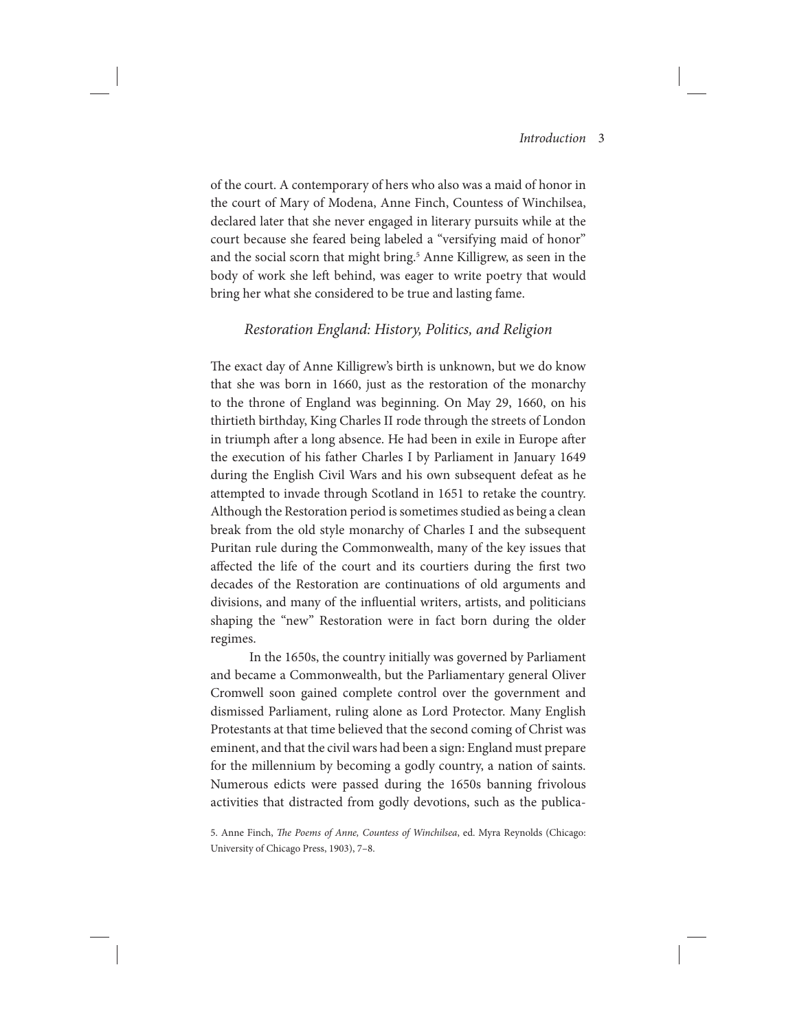of the court. A contemporary of hers who also was a maid of honor in the court of Mary of Modena, Anne Finch, Countess of Winchilsea, declared later that she never engaged in literary pursuits while at the court because she feared being labeled a "versifying maid of honor" and the social scorn that might bring.[5] Anne Killigrew, as seen in the body of work she left behind, was eager to write poetry that would bring her what she considered to be true and lasting fame.

## *Restoration England: History, Politics, and Religion*

The exact day of Anne Killigrew's birth is unknown, but we do know that she was born in 1660, just as the restoration of the monarchy to the throne of England was beginning. On May 29, 1660, on his thirtieth birthday, King Charles II rode through the streets of London in triumph after a long absence. He had been in exile in Europe after the execution of his father Charles I by Parliament in January 1649 during the English Civil Wars and his own subsequent defeat as he attempted to invade through Scotland in 1651 to retake the country. Although the Restoration period is sometimes studied as being a clean break from the old style monarchy of Charles I and the subsequent Puritan rule during the Commonwealth, many of the key issues that affected the life of the court and its courtiers during the first two decades of the Restoration are continuations of old arguments and divisions, and many of the influential writers, artists, and politicians shaping the "new" Restoration were in fact born during the older regimes.

In the 1650s, the country initially was governed by Parliament and became a Commonwealth, but the Parliamentary general Oliver Cromwell soon gained complete control over the government and dismissed Parliament, ruling alone as Lord Protector. Many English Protestants at that time believed that the second coming of Christ was eminent, and that the civil wars had been a sign: England must prepare for the millennium by becoming a godly country, a nation of saints. Numerous edicts were passed during the 1650s banning frivolous activities that distracted from godly devotions, such as the publica-

5. Anne Finch, *The Poems of Anne, Countess of Winchilsea*, ed. Myra Reynolds (Chicago: University of Chicago Press, 1903), 7–8.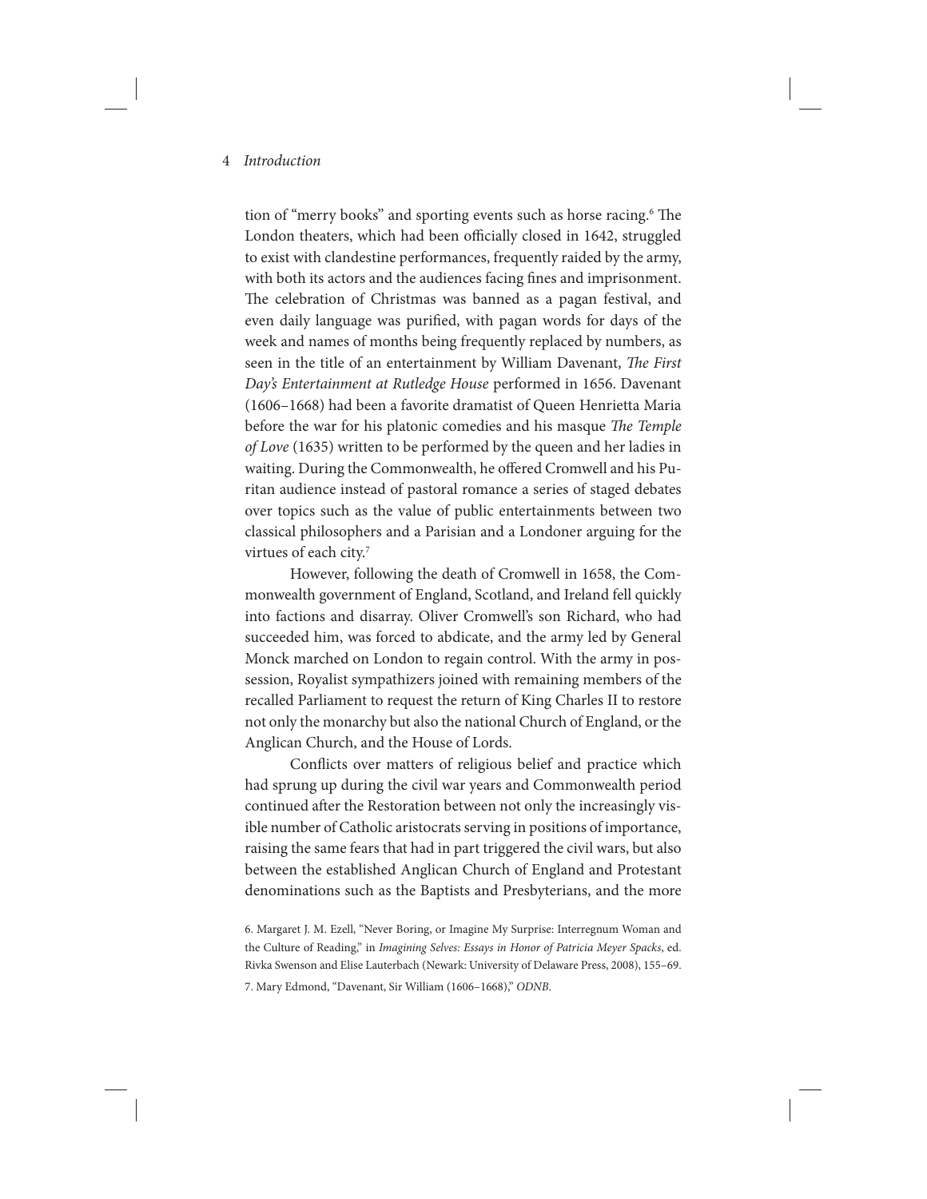tion of "merry books" and sporting events such as horse racing.[6] The London theaters, which had been officially closed in 1642, struggled to exist with clandestine performances, frequently raided by the army, with both its actors and the audiences facing fines and imprisonment. The celebration of Christmas was banned as a pagan festival, and even daily language was purified, with pagan words for days of the week and names of months being frequently replaced by numbers, as seen in the title of an entertainment by William Davenant, *The First Day's Entertainment at Rutledge House* performed in 1656. Davenant (1606–1668) had been a favorite dramatist of Queen Henrietta Maria before the war for his platonic comedies and his masque *The Temple of Love* (1635) written to be performed by the queen and her ladies in waiting. During the Commonwealth, he offered Cromwell and his Puritan audience instead of pastoral romance a series of staged debates over topics such as the value of public entertainments between two classical philosophers and a Parisian and a Londoner arguing for the virtues of each city.[7]

However, following the death of Cromwell in 1658, the Commonwealth government of England, Scotland, and Ireland fell quickly into factions and disarray. Oliver Cromwell's son Richard, who had succeeded him, was forced to abdicate, and the army led by General Monck marched on London to regain control. With the army in possession, Royalist sympathizers joined with remaining members of the recalled Parliament to request the return of King Charles II to restore not only the monarchy but also the national Church of England, or the Anglican Church, and the House of Lords.

Conflicts over matters of religious belief and practice which had sprung up during the civil war years and Commonwealth period continued after the Restoration between not only the increasingly visible number of Catholic aristocrats serving in positions of importance, raising the same fears that had in part triggered the civil wars, but also between the established Anglican Church of England and Protestant denominations such as the Baptists and Presbyterians, and the more

6. Margaret J. M. Ezell, "Never Boring, or Imagine My Surprise: Interregnum Woman and the Culture of Reading," in *Imagining Selves: Essays in Honor of Patricia Meyer Spacks*, ed. Rivka Swenson and Elise Lauterbach (Newark: University of Delaware Press, 2008), 155–69.

7. Mary Edmond, "Davenant, Sir William (1606–1668)," *ODNB*.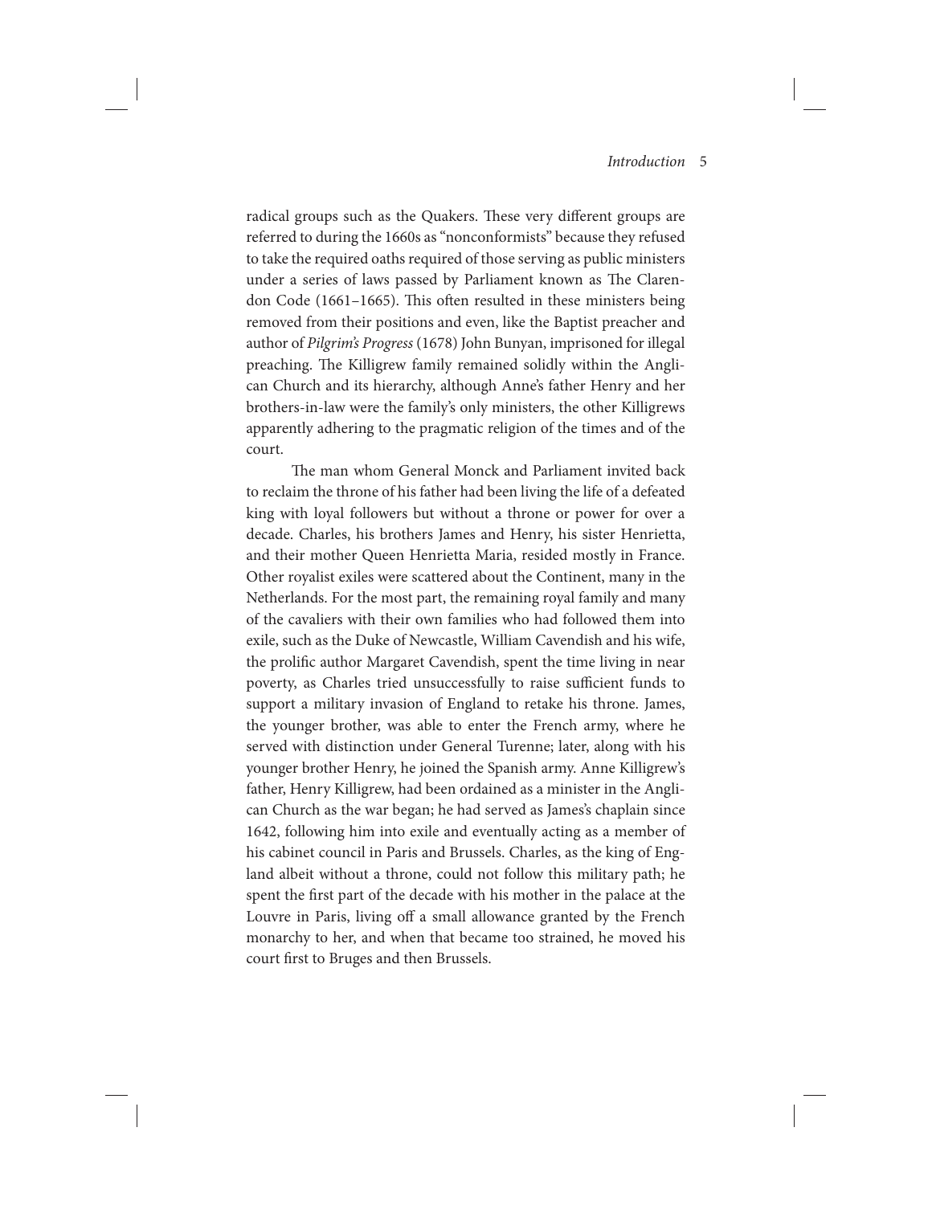radical groups such as the Quakers. These very different groups are referred to during the 1660s as "nonconformists" because they refused to take the required oaths required of those serving as public ministers under a series of laws passed by Parliament known as The Clarendon Code (1661–1665). This often resulted in these ministers being removed from their positions and even, like the Baptist preacher and author of *Pilgrim's Progress* (1678) John Bunyan, imprisoned for illegal preaching. The Killigrew family remained solidly within the Anglican Church and its hierarchy, although Anne's father Henry and her brothers-in-law were the family's only ministers, the other Killigrews apparently adhering to the pragmatic religion of the times and of the court.

The man whom General Monck and Parliament invited back to reclaim the throne of his father had been living the life of a defeated king with loyal followers but without a throne or power for over a decade. Charles, his brothers James and Henry, his sister Henrietta, and their mother Queen Henrietta Maria, resided mostly in France. Other royalist exiles were scattered about the Continent, many in the Netherlands. For the most part, the remaining royal family and many of the cavaliers with their own families who had followed them into exile, such as the Duke of Newcastle, William Cavendish and his wife, the prolific author Margaret Cavendish, spent the time living in near poverty, as Charles tried unsuccessfully to raise sufficient funds to support a military invasion of England to retake his throne. James, the younger brother, was able to enter the French army, where he served with distinction under General Turenne; later, along with his younger brother Henry, he joined the Spanish army. Anne Killigrew's father, Henry Killigrew, had been ordained as a minister in the Anglican Church as the war began; he had served as James's chaplain since 1642, following him into exile and eventually acting as a member of his cabinet council in Paris and Brussels. Charles, as the king of England albeit without a throne, could not follow this military path; he spent the first part of the decade with his mother in the palace at the Louvre in Paris, living off a small allowance granted by the French monarchy to her, and when that became too strained, he moved his court first to Bruges and then Brussels.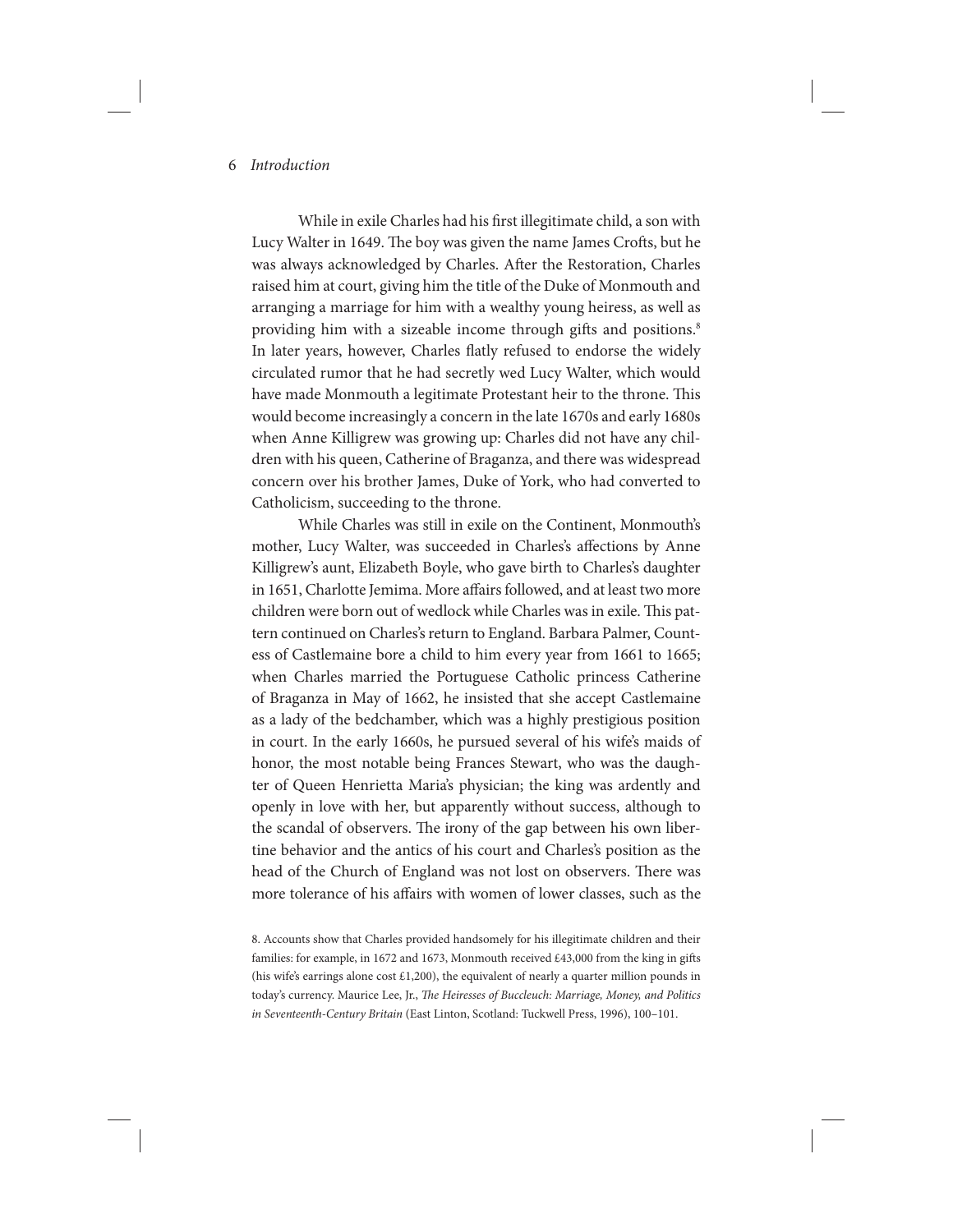While in exile Charles had his first illegitimate child, a son with Lucy Walter in 1649. The boy was given the name James Crofts, but he was always acknowledged by Charles. After the Restoration, Charles raised him at court, giving him the title of the Duke of Monmouth and arranging a marriage for him with a wealthy young heiress, as well as providing him with a sizeable income through gifts and positions.[8] In later years, however, Charles flatly refused to endorse the widely circulated rumor that he had secretly wed Lucy Walter, which would have made Monmouth a legitimate Protestant heir to the throne. This would become increasingly a concern in the late 1670s and early 1680s when Anne Killigrew was growing up: Charles did not have any children with his queen, Catherine of Braganza, and there was widespread concern over his brother James, Duke of York, who had converted to Catholicism, succeeding to the throne.

While Charles was still in exile on the Continent, Monmouth's mother, Lucy Walter, was succeeded in Charles's affections by Anne Killigrew's aunt, Elizabeth Boyle, who gave birth to Charles's daughter in 1651, Charlotte Jemima. More affairs followed, and at least two more children were born out of wedlock while Charles was in exile. This pattern continued on Charles's return to England. Barbara Palmer, Countess of Castlemaine bore a child to him every year from 1661 to 1665; when Charles married the Portuguese Catholic princess Catherine of Braganza in May of 1662, he insisted that she accept Castlemaine as a lady of the bedchamber, which was a highly prestigious position in court. In the early 1660s, he pursued several of his wife's maids of honor, the most notable being Frances Stewart, who was the daughter of Queen Henrietta Maria's physician; the king was ardently and openly in love with her, but apparently without success, although to the scandal of observers. The irony of the gap between his own libertine behavior and the antics of his court and Charles's position as the head of the Church of England was not lost on observers. There was more tolerance of his affairs with women of lower classes, such as the

8. Accounts show that Charles provided handsomely for his illegitimate children and their families: for example, in 1672 and 1673, Monmouth received £43,000 from the king in gifts (his wife's earrings alone cost £1,200), the equivalent of nearly a quarter million pounds in today's currency. Maurice Lee, Jr., *The Heiresses of Buccleuch: Marriage, Money, and Politics in Seventeenth-Century Britain* (East Linton, Scotland: Tuckwell Press, 1996), 100–101.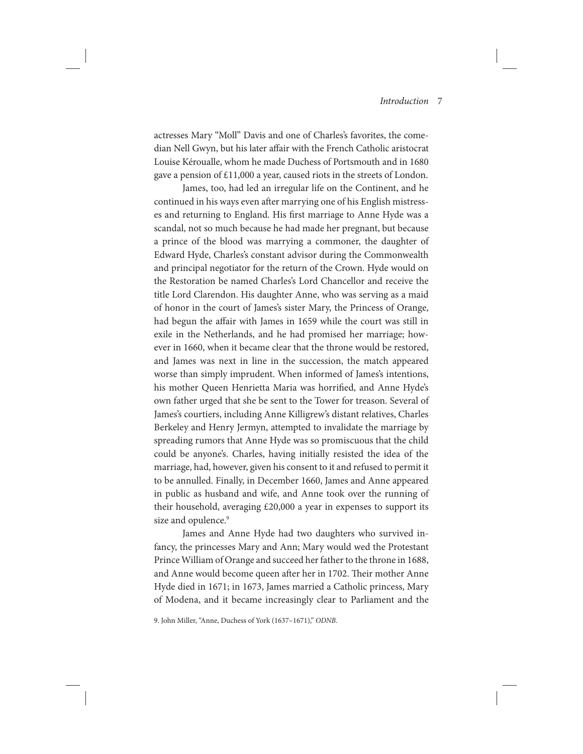actresses Mary "Moll" Davis and one of Charles's favorites, the comedian Nell Gwyn, but his later affair with the French Catholic aristocrat Louise Kéroualle, whom he made Duchess of Portsmouth and in 1680 gave a pension of £11,000 a year, caused riots in the streets of London.

James, too, had led an irregular life on the Continent, and he continued in his ways even after marrying one of his English mistresses and returning to England. His first marriage to Anne Hyde was a scandal, not so much because he had made her pregnant, but because a prince of the blood was marrying a commoner, the daughter of Edward Hyde, Charles's constant advisor during the Commonwealth and principal negotiator for the return of the Crown. Hyde would on the Restoration be named Charles's Lord Chancellor and receive the title Lord Clarendon. His daughter Anne, who was serving as a maid of honor in the court of James's sister Mary, the Princess of Orange, had begun the affair with James in 1659 while the court was still in exile in the Netherlands, and he had promised her marriage; however in 1660, when it became clear that the throne would be restored, and James was next in line in the succession, the match appeared worse than simply imprudent. When informed of James's intentions, his mother Queen Henrietta Maria was horrified, and Anne Hyde's own father urged that she be sent to the Tower for treason. Several of James's courtiers, including Anne Killigrew's distant relatives, Charles Berkeley and Henry Jermyn, attempted to invalidate the marriage by spreading rumors that Anne Hyde was so promiscuous that the child could be anyone's. Charles, having initially resisted the idea of the marriage, had, however, given his consent to it and refused to permit it to be annulled. Finally, in December 1660, James and Anne appeared in public as husband and wife, and Anne took over the running of their household, averaging £20,000 a year in expenses to support its size and opulence.[9]

James and Anne Hyde had two daughters who survived infancy, the princesses Mary and Ann; Mary would wed the Protestant Prince William of Orange and succeed her father to the throne in 1688, and Anne would become queen after her in 1702. Their mother Anne Hyde died in 1671; in 1673, James married a Catholic princess, Mary of Modena, and it became increasingly clear to Parliament and the

9. John Miller, "Anne, Duchess of York (1637–1671)," *ODNB*.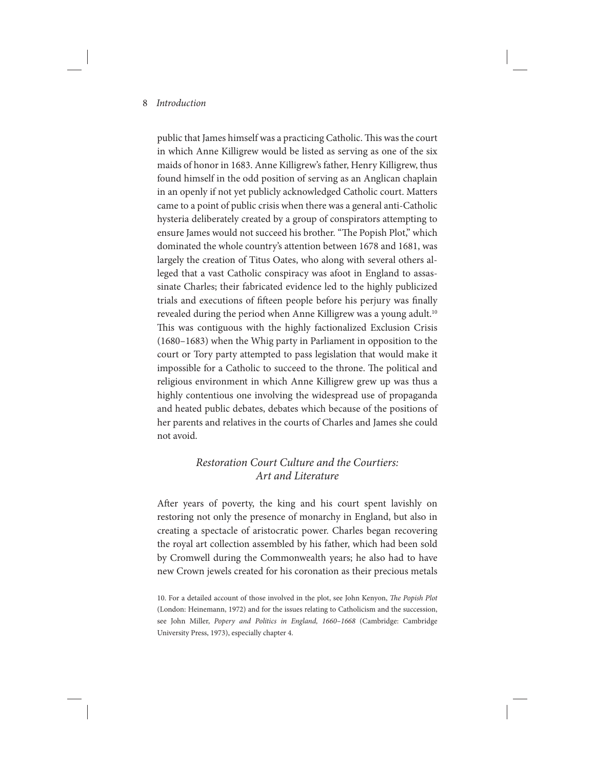public that James himself was a practicing Catholic. This was the court in which Anne Killigrew would be listed as serving as one of the six maids of honor in 1683. Anne Killigrew's father, Henry Killigrew, thus found himself in the odd position of serving as an Anglican chaplain in an openly if not yet publicly acknowledged Catholic court. Matters came to a point of public crisis when there was a general anti-Catholic hysteria deliberately created by a group of conspirators attempting to ensure James would not succeed his brother. "The Popish Plot," which dominated the whole country's attention between 1678 and 1681, was largely the creation of Titus Oates, who along with several others alleged that a vast Catholic conspiracy was afoot in England to assassinate Charles; their fabricated evidence led to the highly publicized trials and executions of fifteen people before his perjury was finally revealed during the period when Anne Killigrew was a young adult.[10] This was contiguous with the highly factionalized Exclusion Crisis (1680–1683) when the Whig party in Parliament in opposition to the court or Tory party attempted to pass legislation that would make it impossible for a Catholic to succeed to the throne. The political and religious environment in which Anne Killigrew grew up was thus a highly contentious one involving the widespread use of propaganda and heated public debates, debates which because of the positions of her parents and relatives in the courts of Charles and James she could not avoid.

## *Restoration Court Culture and the Courtiers: Art and Literature*

After years of poverty, the king and his court spent lavishly on restoring not only the presence of monarchy in England, but also in creating a spectacle of aristocratic power. Charles began recovering the royal art collection assembled by his father, which had been sold by Cromwell during the Commonwealth years; he also had to have new Crown jewels created for his coronation as their precious metals

10. For a detailed account of those involved in the plot, see John Kenyon, *The Popish Plot* (London: Heinemann, 1972) and for the issues relating to Catholicism and the succession, see John Miller, *Popery and Politics in England, 1660–1668* (Cambridge: Cambridge University Press, 1973), especially chapter 4.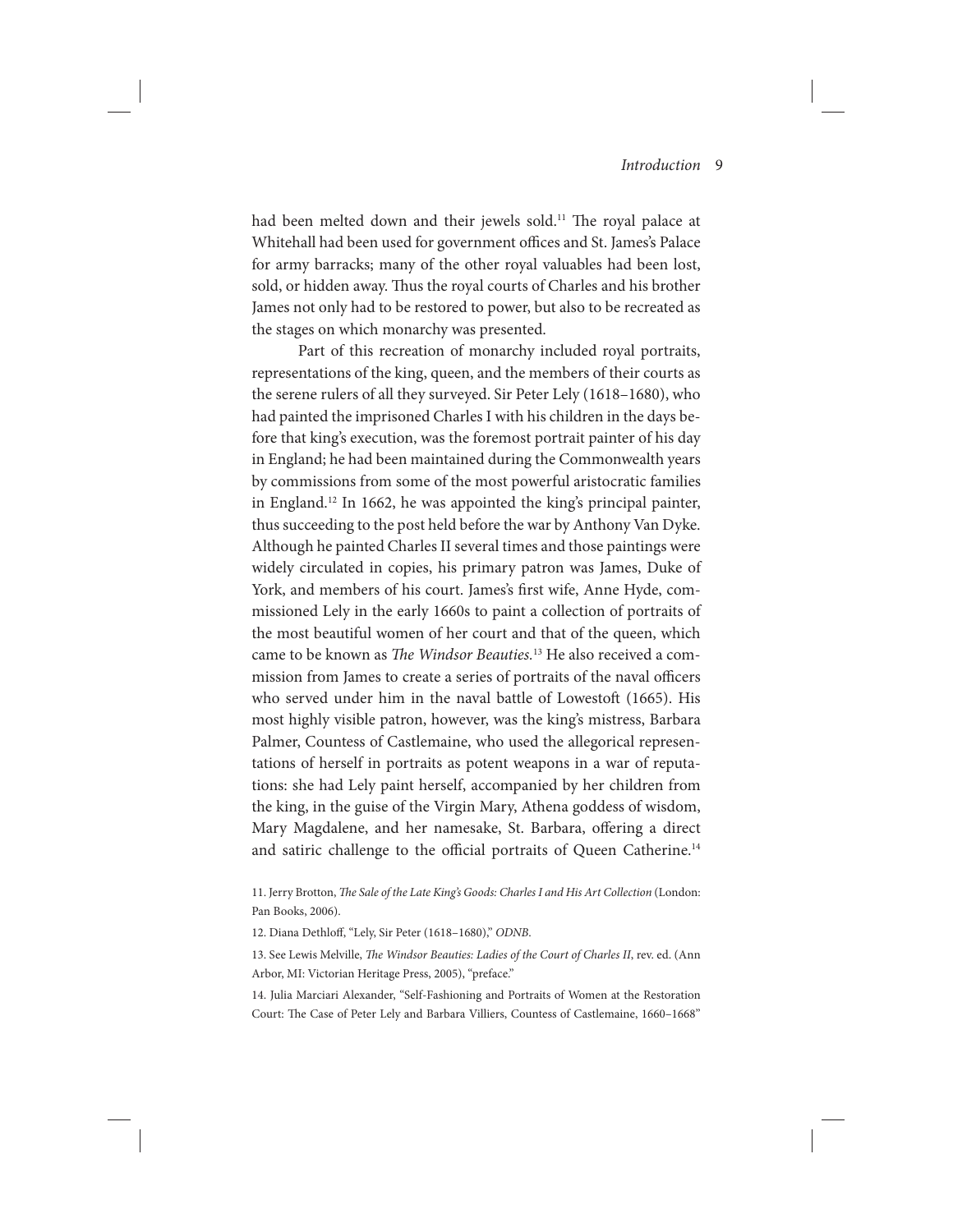had been melted down and their jewels sold.[11] The royal palace at Whitehall had been used for government offices and St. James's Palace for army barracks; many of the other royal valuables had been lost, sold, or hidden away. Thus the royal courts of Charles and his brother James not only had to be restored to power, but also to be recreated as the stages on which monarchy was presented.

Part of this recreation of monarchy included royal portraits, representations of the king, queen, and the members of their courts as the serene rulers of all they surveyed. Sir Peter Lely (1618–1680), who had painted the imprisoned Charles I with his children in the days before that king's execution, was the foremost portrait painter of his day in England; he had been maintained during the Commonwealth years by commissions from some of the most powerful aristocratic families in England.[12] In 1662, he was appointed the king's principal painter, thus succeeding to the post held before the war by Anthony Van Dyke. Although he painted Charles II several times and those paintings were widely circulated in copies, his primary patron was James, Duke of York, and members of his court. James's first wife, Anne Hyde, commissioned Lely in the early 1660s to paint a collection of portraits of the most beautiful women of her court and that of the queen, which came to be known as *The Windsor Beauties.*[13] He also received a commission from James to create a series of portraits of the naval officers who served under him in the naval battle of Lowestoft (1665). His most highly visible patron, however, was the king's mistress, Barbara Palmer, Countess of Castlemaine, who used the allegorical representations of herself in portraits as potent weapons in a war of reputations: she had Lely paint herself, accompanied by her children from the king, in the guise of the Virgin Mary, Athena goddess of wisdom, Mary Magdalene, and her namesake, St. Barbara, offering a direct and satiric challenge to the official portraits of Queen Catherine.[14]

11. Jerry Brotton, *The Sale of the Late King's Goods: Charles I and His Art Collection* (London: Pan Books, 2006).

12. Diana Dethloff, "Lely, Sir Peter (1618–1680)," *ODNB*.

13. See Lewis Melville, *The Windsor Beauties: Ladies of the Court of Charles II*, rev. ed. (Ann Arbor, MI: Victorian Heritage Press, 2005), "preface."

14. Julia Marciari Alexander, "Self-Fashioning and Portraits of Women at the Restoration Court: The Case of Peter Lely and Barbara Villiers, Countess of Castlemaine, 1660–1668"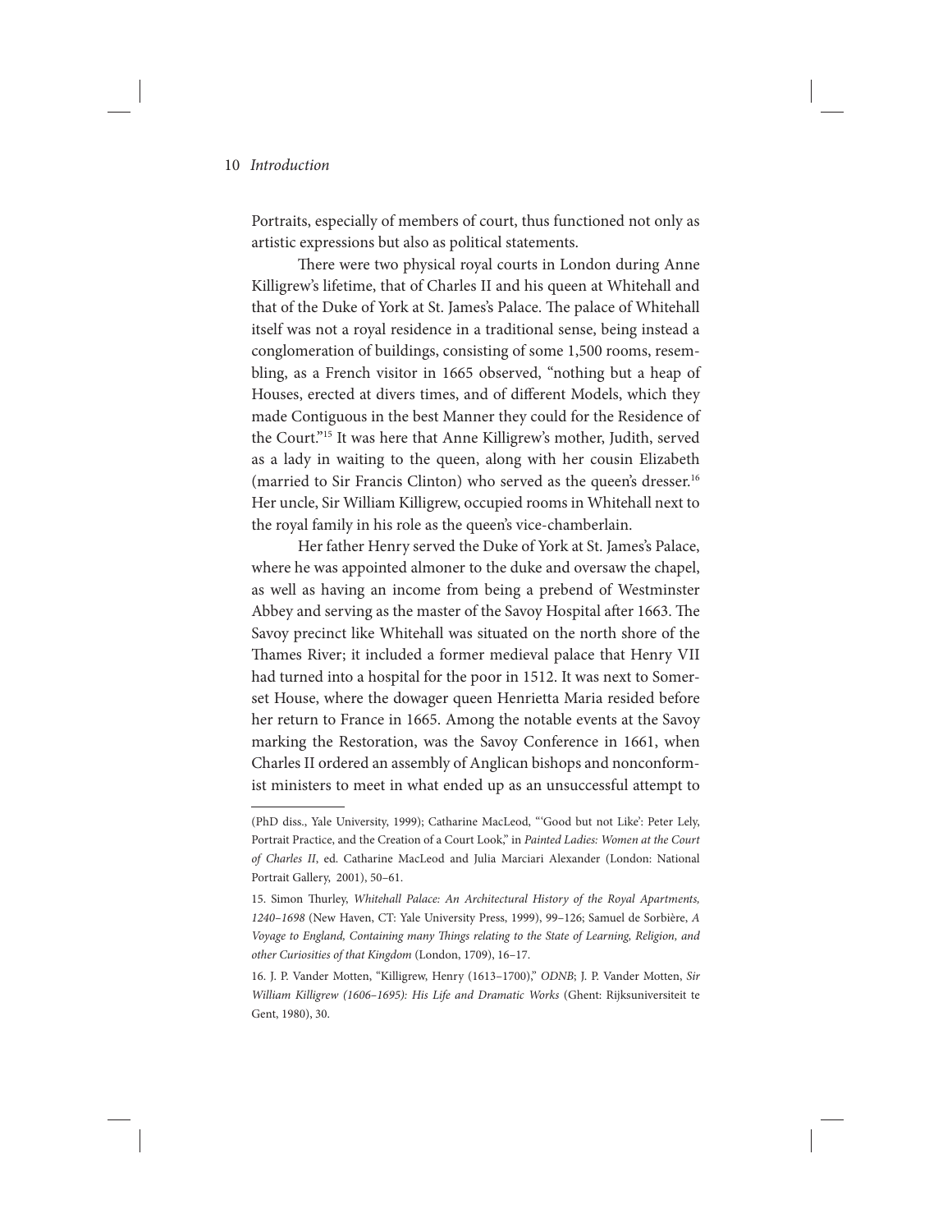Portraits, especially of members of court, thus functioned not only as artistic expressions but also as political statements.

There were two physical royal courts in London during Anne Killigrew's lifetime, that of Charles II and his queen at Whitehall and that of the Duke of York at St. James's Palace. The palace of Whitehall itself was not a royal residence in a traditional sense, being instead a conglomeration of buildings, consisting of some 1,500 rooms, resembling, as a French visitor in 1665 observed, "nothing but a heap of Houses, erected at divers times, and of different Models, which they made Contiguous in the best Manner they could for the Residence of the Court."[15] It was here that Anne Killigrew's mother, Judith, served as a lady in waiting to the queen, along with her cousin Elizabeth (married to Sir Francis Clinton) who served as the queen's dresser.[16] Her uncle, Sir William Killigrew, occupied rooms in Whitehall next to the royal family in his role as the queen's vice-chamberlain.

Her father Henry served the Duke of York at St. James's Palace, where he was appointed almoner to the duke and oversaw the chapel, as well as having an income from being a prebend of Westminster Abbey and serving as the master of the Savoy Hospital after 1663. The Savoy precinct like Whitehall was situated on the north shore of the Thames River; it included a former medieval palace that Henry VII had turned into a hospital for the poor in 1512. It was next to Somerset House, where the dowager queen Henrietta Maria resided before her return to France in 1665. Among the notable events at the Savoy marking the Restoration, was the Savoy Conference in 1661, when Charles II ordered an assembly of Anglican bishops and nonconformist ministers to meet in what ended up as an unsuccessful attempt to

---

(PhD diss., Yale University, 1999); Catharine MacLeod, "'Good but not Like': Peter Lely, Portrait Practice, and the Creation of a Court Look," in *Painted Ladies: Women at the Court of Charles II*, ed. Catharine MacLeod and Julia Marciari Alexander (London: National Portrait Gallery, 2001), 50–61.

15. Simon Thurley, *Whitehall Palace: An Architectural History of the Royal Apartments, 1240–1698* (New Haven, CT: Yale University Press, 1999), 99–126; Samuel de Sorbière, *A Voyage to England, Containing many Things relating to the State of Learning, Religion, and other Curiosities of that Kingdom* (London, 1709), 16–17.

16. J. P. Vander Motten, "Killigrew, Henry (1613–1700)," *ODNB*; J. P. Vander Motten, *Sir William Killigrew (1606–1695): His Life and Dramatic Works* (Ghent: Rijksuniversiteit te Gent, 1980), 30.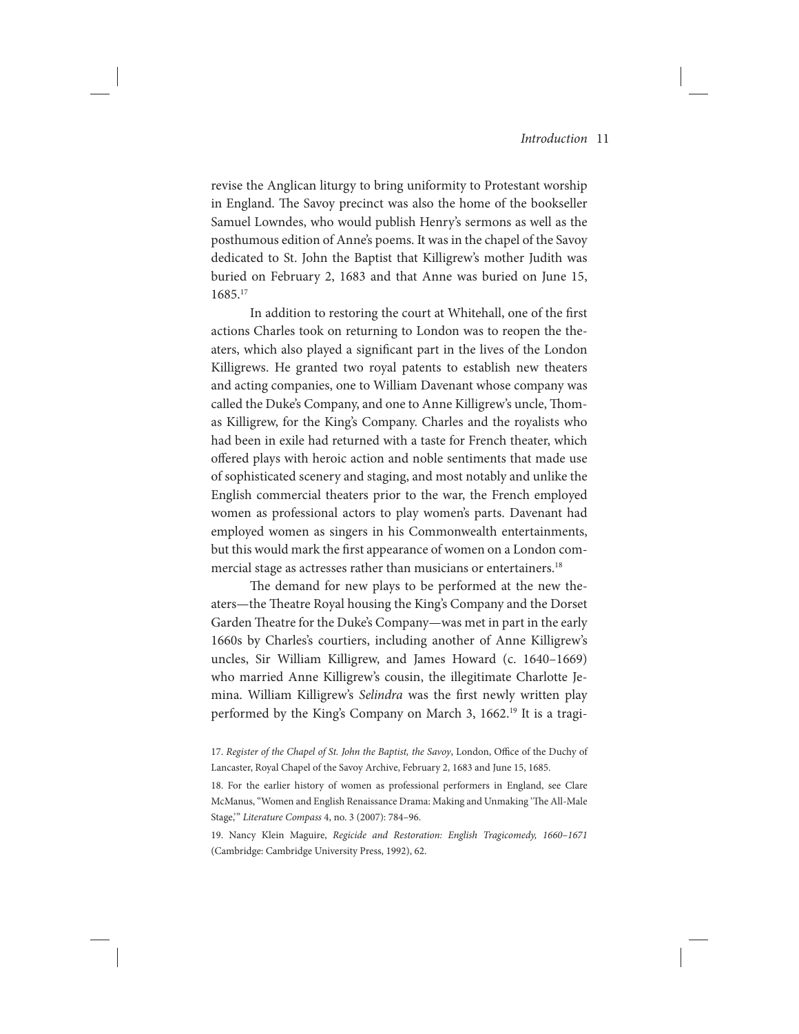revise the Anglican liturgy to bring uniformity to Protestant worship in England. The Savoy precinct was also the home of the bookseller Samuel Lowndes, who would publish Henry's sermons as well as the posthumous edition of Anne's poems. It was in the chapel of the Savoy dedicated to St. John the Baptist that Killigrew's mother Judith was buried on February 2, 1683 and that Anne was buried on June 15, 1685.[17]

In addition to restoring the court at Whitehall, one of the first actions Charles took on returning to London was to reopen the theaters, which also played a significant part in the lives of the London Killigrews. He granted two royal patents to establish new theaters and acting companies, one to William Davenant whose company was called the Duke's Company, and one to Anne Killigrew's uncle, Thomas Killigrew, for the King's Company. Charles and the royalists who had been in exile had returned with a taste for French theater, which offered plays with heroic action and noble sentiments that made use of sophisticated scenery and staging, and most notably and unlike the English commercial theaters prior to the war, the French employed women as professional actors to play women's parts. Davenant had employed women as singers in his Commonwealth entertainments, but this would mark the first appearance of women on a London commercial stage as actresses rather than musicians or entertainers.[18]

The demand for new plays to be performed at the new theaters—the Theatre Royal housing the King's Company and the Dorset Garden Theatre for the Duke's Company—was met in part in the early 1660s by Charles's courtiers, including another of Anne Killigrew's uncles, Sir William Killigrew, and James Howard (c. 1640–1669) who married Anne Killigrew's cousin, the illegitimate Charlotte Jemina. William Killigrew's *Selindra* was the first newly written play performed by the King's Company on March 3, 1662.[19] It is a tragi-

17. *Register of the Chapel of St. John the Baptist, the Savoy*, London, Office of the Duchy of Lancaster, Royal Chapel of the Savoy Archive, February 2, 1683 and June 15, 1685.

18. For the earlier history of women as professional performers in England, see Clare McManus, "Women and English Renaissance Drama: Making and Unmaking 'The All-Male Stage,'" *Literature Compass* 4, no. 3 (2007): 784–96.

19. Nancy Klein Maguire, *Regicide and Restoration: English Tragicomedy, 1660–1671* (Cambridge: Cambridge University Press, 1992), 62.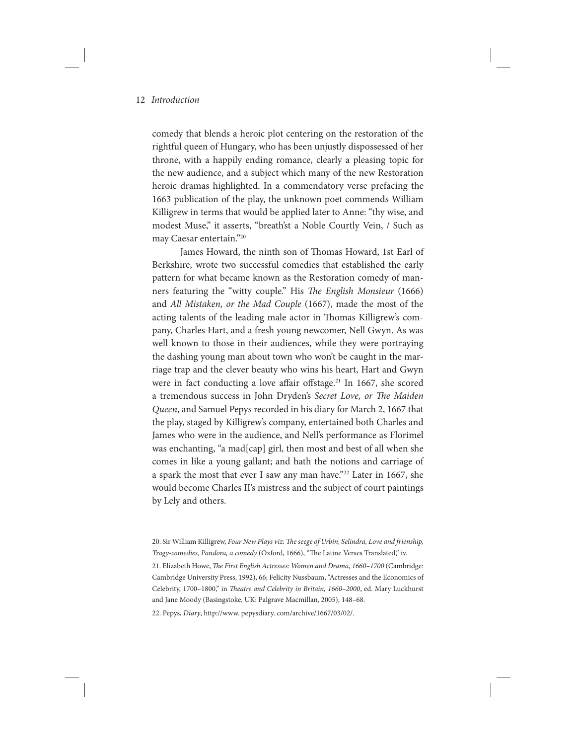comedy that blends a heroic plot centering on the restoration of the rightful queen of Hungary, who has been unjustly dispossessed of her throne, with a happily ending romance, clearly a pleasing topic for the new audience, and a subject which many of the new Restoration heroic dramas highlighted. In a commendatory verse prefacing the 1663 publication of the play, the unknown poet commends William Killigrew in terms that would be applied later to Anne: "thy wise, and modest Muse," it asserts, "breath'st a Noble Courtly Vein, / Such as may Caesar entertain."[20]

James Howard, the ninth son of Thomas Howard, 1st Earl of Berkshire, wrote two successful comedies that established the early pattern for what became known as the Restoration comedy of manners featuring the "witty couple." His *The English Monsieur* (1666) and *All Mistaken, or the Mad Couple* (1667), made the most of the acting talents of the leading male actor in Thomas Killigrew's company, Charles Hart, and a fresh young newcomer, Nell Gwyn. As was well known to those in their audiences, while they were portraying the dashing young man about town who won't be caught in the marriage trap and the clever beauty who wins his heart, Hart and Gwyn were in fact conducting a love affair offstage.[21] In 1667, she scored a tremendous success in John Dryden's *Secret Love, or The Maiden Queen*, and Samuel Pepys recorded in his diary for March 2, 1667 that the play, staged by Killigrew's company, entertained both Charles and James who were in the audience, and Nell's performance as Florimel was enchanting, "a mad[cap] girl, then most and best of all when she comes in like a young gallant; and hath the notions and carriage of a spark the most that ever I saw any man have."[22] Later in 1667, she would become Charles II's mistress and the subject of court paintings by Lely and others.

20. Sir William Killigrew, *Four New Plays viz: The seege of Urbin, Selindra, Love and frienship, Tragy-comedies, Pandora, a comedy* (Oxford, 1666), "The Latine Verses Translated," iv.

21. Elizabeth Howe, *The First English Actresses: Women and Drama, 1660–1700* (Cambridge: Cambridge University Press, 1992), 66; Felicity Nussbaum, "Actresses and the Economics of Celebrity, 1700–1800," in *Theatre and Celebrity in Britain, 1660–2000*, ed. Mary Luckhurst and Jane Moody (Basingstoke, UK: Palgrave Macmillan, 2005), 148–68.

22. Pepys, *Diary*, http://www. pepysdiary. com/archive/1667/03/02/.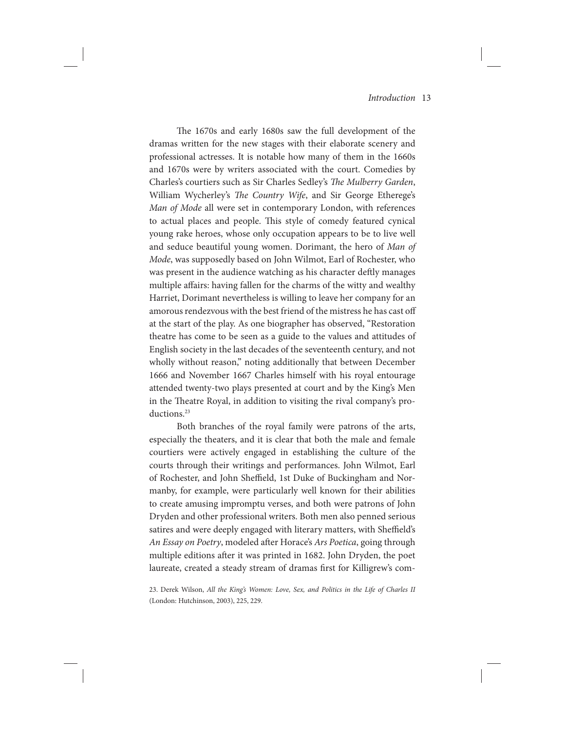The 1670s and early 1680s saw the full development of the dramas written for the new stages with their elaborate scenery and professional actresses. It is notable how many of them in the 1660s and 1670s were by writers associated with the court. Comedies by Charles's courtiers such as Sir Charles Sedley's *The Mulberry Garden*, William Wycherley's *The Country Wife*, and Sir George Etherege's *Man of Mode* all were set in contemporary London, with references to actual places and people. This style of comedy featured cynical young rake heroes, whose only occupation appears to be to live well and seduce beautiful young women. Dorimant, the hero of *Man of Mode*, was supposedly based on John Wilmot, Earl of Rochester, who was present in the audience watching as his character deftly manages multiple affairs: having fallen for the charms of the witty and wealthy Harriet, Dorimant nevertheless is willing to leave her company for an amorous rendezvous with the best friend of the mistress he has cast off at the start of the play. As one biographer has observed, "Restoration theatre has come to be seen as a guide to the values and attitudes of English society in the last decades of the seventeenth century, and not wholly without reason," noting additionally that between December 1666 and November 1667 Charles himself with his royal entourage attended twenty-two plays presented at court and by the King's Men in the Theatre Royal, in addition to visiting the rival company's productions.[23]

Both branches of the royal family were patrons of the arts, especially the theaters, and it is clear that both the male and female courtiers were actively engaged in establishing the culture of the courts through their writings and performances. John Wilmot, Earl of Rochester, and John Sheffield, 1st Duke of Buckingham and Normanby, for example, were particularly well known for their abilities to create amusing impromptu verses, and both were patrons of John Dryden and other professional writers. Both men also penned serious satires and were deeply engaged with literary matters, with Sheffield's *An Essay on Poetry*, modeled after Horace's *Ars Poetica*, going through multiple editions after it was printed in 1682. John Dryden, the poet laureate, created a steady stream of dramas first for Killigrew's com-

23. Derek Wilson, *All the King's Women: Love, Sex, and Politics in the Life of Charles II* (London: Hutchinson, 2003), 225, 229.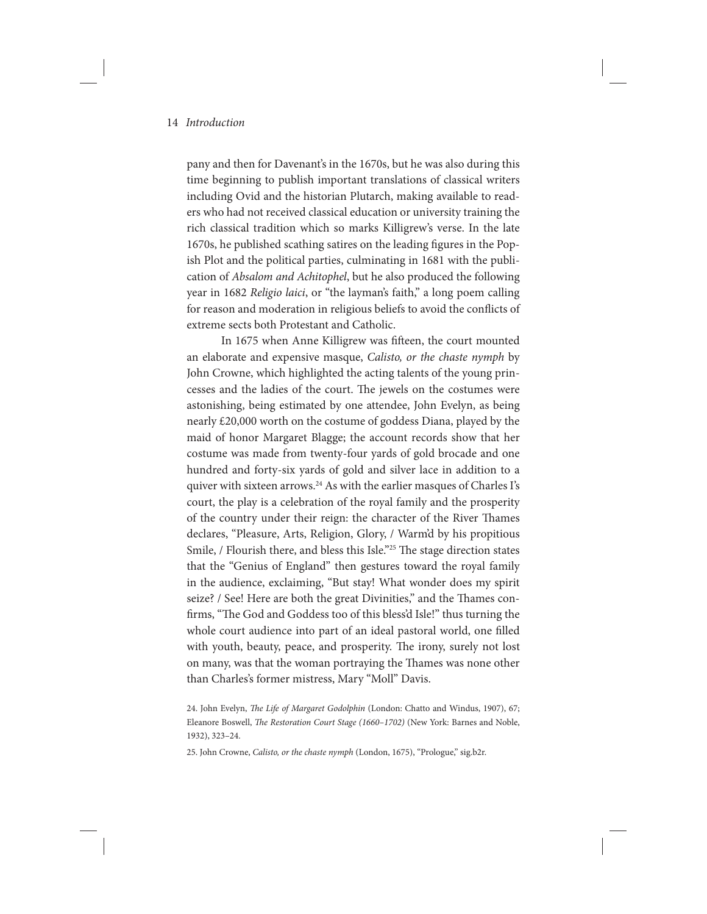pany and then for Davenant's in the 1670s, but he was also during this time beginning to publish important translations of classical writers including Ovid and the historian Plutarch, making available to readers who had not received classical education or university training the rich classical tradition which so marks Killigrew's verse. In the late 1670s, he published scathing satires on the leading figures in the Popish Plot and the political parties, culminating in 1681 with the publication of *Absalom and Achitophel*, but he also produced the following year in 1682 *Religio laici*, or "the layman's faith," a long poem calling for reason and moderation in religious beliefs to avoid the conflicts of extreme sects both Protestant and Catholic.

In 1675 when Anne Killigrew was fifteen, the court mounted an elaborate and expensive masque, *Calisto, or the chaste nymph* by John Crowne, which highlighted the acting talents of the young princesses and the ladies of the court. The jewels on the costumes were astonishing, being estimated by one attendee, John Evelyn, as being nearly £20,000 worth on the costume of goddess Diana, played by the maid of honor Margaret Blagge; the account records show that her costume was made from twenty-four yards of gold brocade and one hundred and forty-six yards of gold and silver lace in addition to a quiver with sixteen arrows.[24] As with the earlier masques of Charles I's court, the play is a celebration of the royal family and the prosperity of the country under their reign: the character of the River Thames declares, "Pleasure, Arts, Religion, Glory, / Warm'd by his propitious Smile, / Flourish there, and bless this Isle."[25] The stage direction states that the "Genius of England" then gestures toward the royal family in the audience, exclaiming, "But stay! What wonder does my spirit seize? / See! Here are both the great Divinities," and the Thames confirms, "The God and Goddess too of this bless'd Isle!" thus turning the whole court audience into part of an ideal pastoral world, one filled with youth, beauty, peace, and prosperity. The irony, surely not lost on many, was that the woman portraying the Thames was none other than Charles's former mistress, Mary "Moll" Davis.

24. John Evelyn, *The Life of Margaret Godolphin* (London: Chatto and Windus, 1907), 67; Eleanore Boswell, *The Restoration Court Stage (1660–1702)* (New York: Barnes and Noble, 1932), 323–24.

25. John Crowne, *Calisto, or the chaste nymph* (London, 1675), "Prologue," sig.b2r.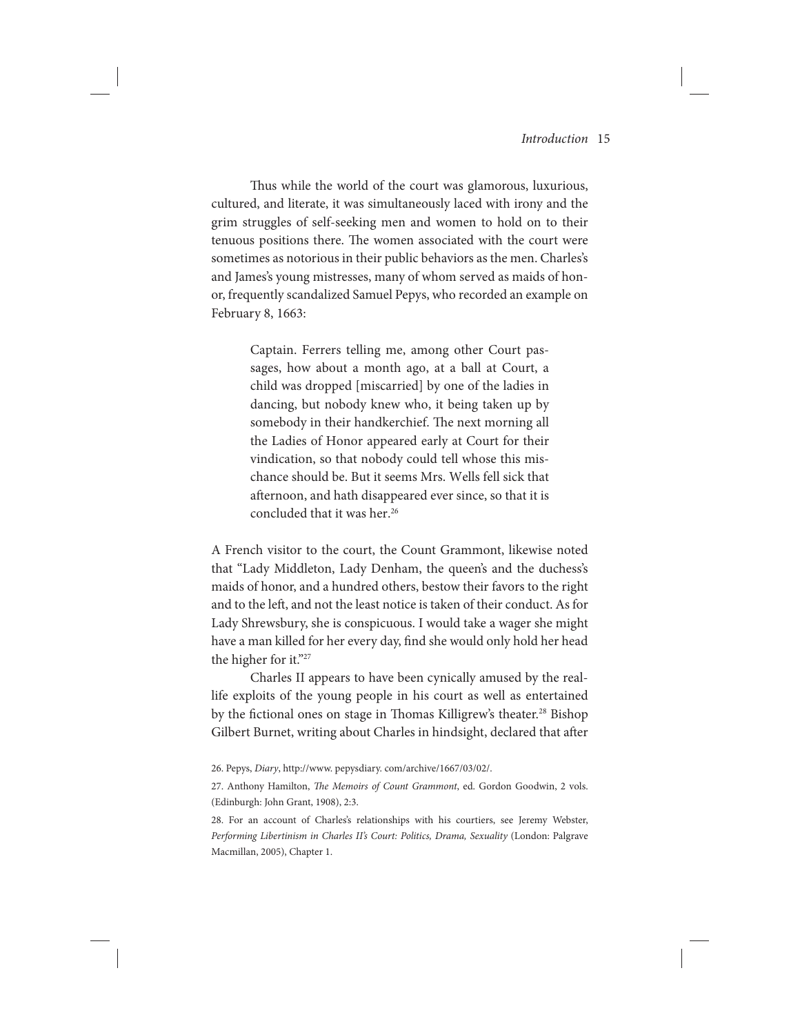Thus while the world of the court was glamorous, luxurious, cultured, and literate, it was simultaneously laced with irony and the grim struggles of self-seeking men and women to hold on to their tenuous positions there. The women associated with the court were sometimes as notorious in their public behaviors as the men. Charles's and James's young mistresses, many of whom served as maids of honor, frequently scandalized Samuel Pepys, who recorded an example on February 8, 1663:

> Captain. Ferrers telling me, among other Court passages, how about a month ago, at a ball at Court, a child was dropped [miscarried] by one of the ladies in dancing, but nobody knew who, it being taken up by somebody in their handkerchief. The next morning all the Ladies of Honor appeared early at Court for their vindication, so that nobody could tell whose this mischance should be. But it seems Mrs. Wells fell sick that afternoon, and hath disappeared ever since, so that it is concluded that it was her.[26]

A French visitor to the court, the Count Grammont, likewise noted that "Lady Middleton, Lady Denham, the queen's and the duchess's maids of honor, and a hundred others, bestow their favors to the right and to the left, and not the least notice is taken of their conduct. As for Lady Shrewsbury, she is conspicuous. I would take a wager she might have a man killed for her every day, find she would only hold her head the higher for it."[27]

Charles II appears to have been cynically amused by the real-life exploits of the young people in his court as well as entertained by the fictional ones on stage in Thomas Killigrew's theater.[28] Bishop Gilbert Burnet, writing about Charles in hindsight, declared that after

26. Pepys, *Diary*, http://www. pepysdiary. com/archive/1667/03/02/.

27. Anthony Hamilton, *The Memoirs of Count Grammont*, ed. Gordon Goodwin, 2 vols. (Edinburgh: John Grant, 1908), 2:3.

28. For an account of Charles's relationships with his courtiers, see Jeremy Webster, *Performing Libertinism in Charles II's Court: Politics, Drama, Sexuality* (London: Palgrave Macmillan, 2005), Chapter 1.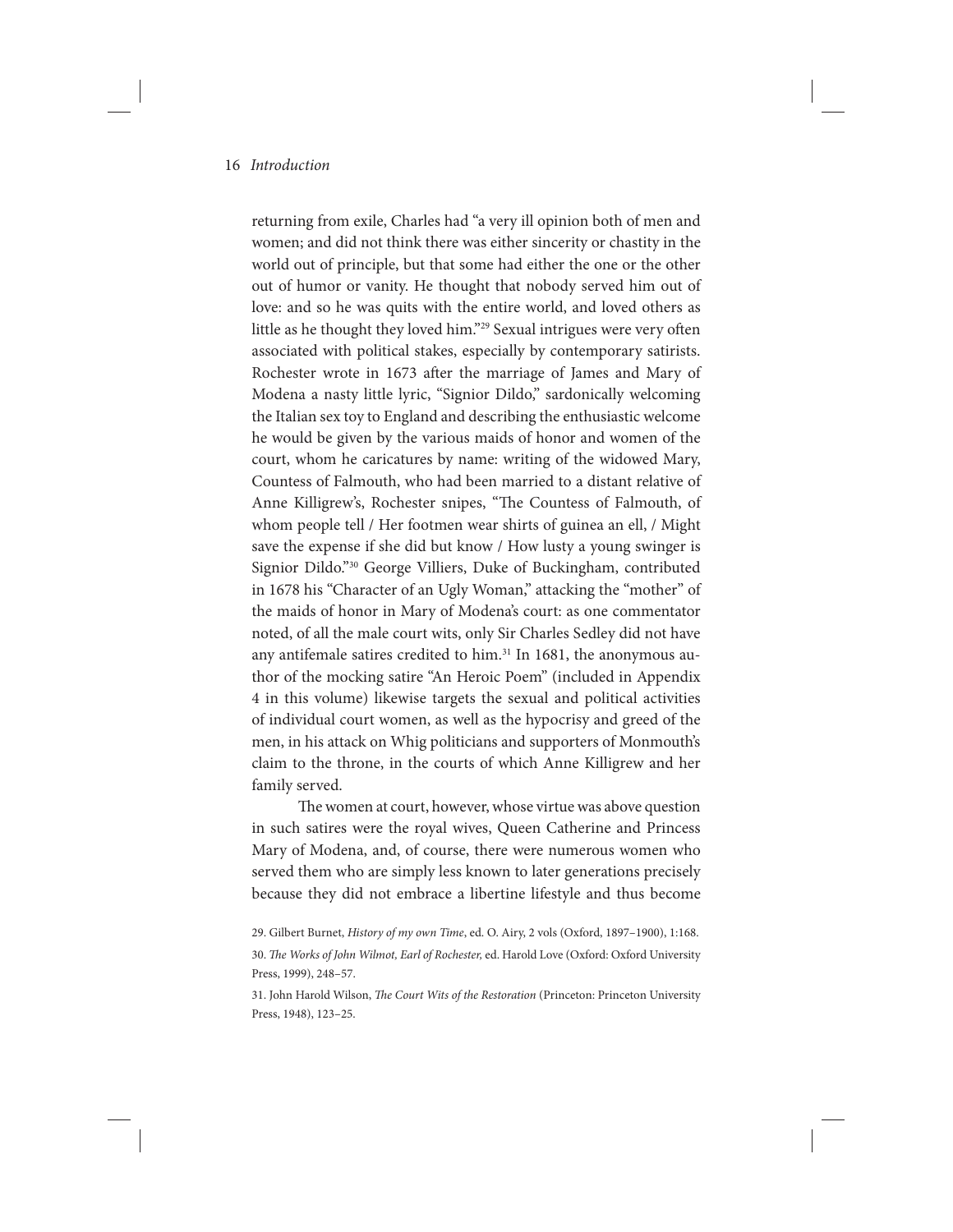returning from exile, Charles had "a very ill opinion both of men and women; and did not think there was either sincerity or chastity in the world out of principle, but that some had either the one or the other out of humor or vanity. He thought that nobody served him out of love: and so he was quits with the entire world, and loved others as little as he thought they loved him."[29] Sexual intrigues were very often associated with political stakes, especially by contemporary satirists. Rochester wrote in 1673 after the marriage of James and Mary of Modena a nasty little lyric, "Signior Dildo," sardonically welcoming the Italian sex toy to England and describing the enthusiastic welcome he would be given by the various maids of honor and women of the court, whom he caricatures by name: writing of the widowed Mary, Countess of Falmouth, who had been married to a distant relative of Anne Killigrew's, Rochester snipes, "The Countess of Falmouth, of whom people tell / Her footmen wear shirts of guinea an ell, / Might save the expense if she did but know / How lusty a young swinger is Signior Dildo."[30] George Villiers, Duke of Buckingham, contributed in 1678 his "Character of an Ugly Woman," attacking the "mother" of the maids of honor in Mary of Modena's court: as one commentator noted, of all the male court wits, only Sir Charles Sedley did not have any antifemale satires credited to him.[31] In 1681, the anonymous author of the mocking satire "An Heroic Poem" (included in Appendix 4 in this volume) likewise targets the sexual and political activities of individual court women, as well as the hypocrisy and greed of the men, in his attack on Whig politicians and supporters of Monmouth's claim to the throne, in the courts of which Anne Killigrew and her family served.

The women at court, however, whose virtue was above question in such satires were the royal wives, Queen Catherine and Princess Mary of Modena, and, of course, there were numerous women who served them who are simply less known to later generations precisely because they did not embrace a libertine lifestyle and thus become

29. Gilbert Burnet, *History of my own Time*, ed. O. Airy, 2 vols (Oxford, 1897–1900), 1:168.

30. *The Works of John Wilmot, Earl of Rochester,* ed. Harold Love (Oxford: Oxford University Press, 1999), 248–57.

31. John Harold Wilson, *The Court Wits of the Restoration* (Princeton: Princeton University Press, 1948), 123–25.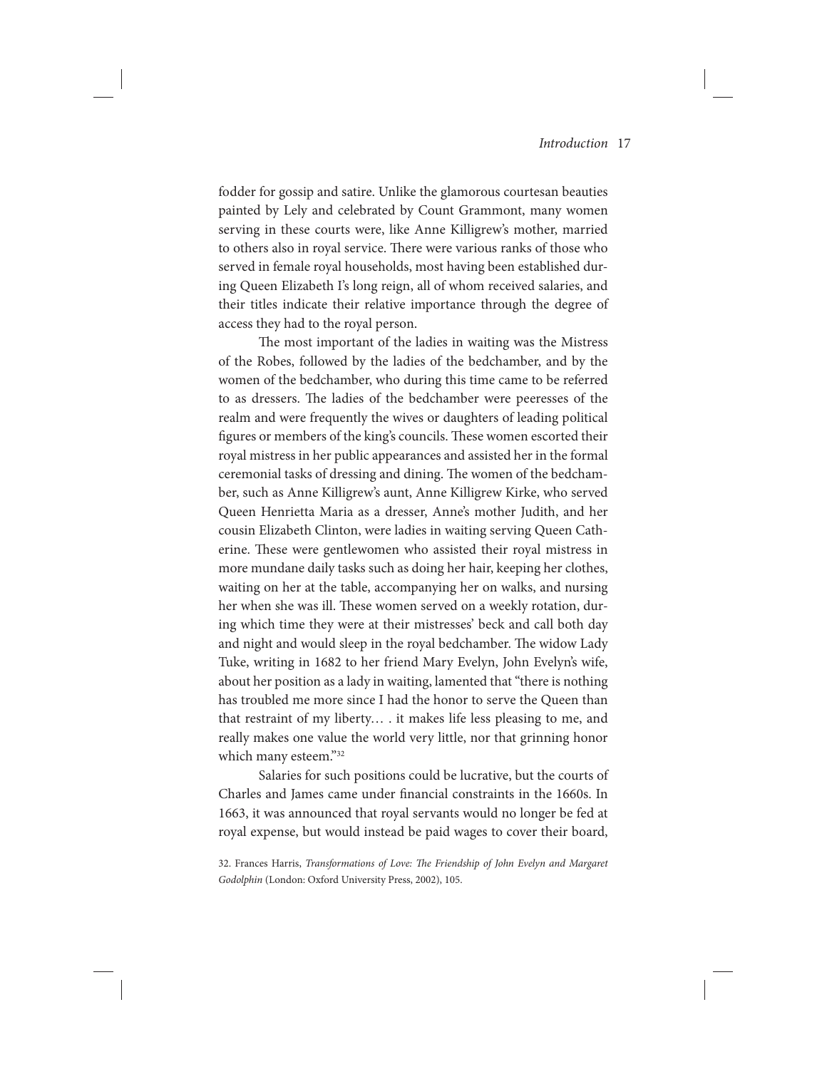fodder for gossip and satire. Unlike the glamorous courtesan beauties painted by Lely and celebrated by Count Grammont, many women serving in these courts were, like Anne Killigrew's mother, married to others also in royal service. There were various ranks of those who served in female royal households, most having been established during Queen Elizabeth I's long reign, all of whom received salaries, and their titles indicate their relative importance through the degree of access they had to the royal person.

The most important of the ladies in waiting was the Mistress of the Robes, followed by the ladies of the bedchamber, and by the women of the bedchamber, who during this time came to be referred to as dressers. The ladies of the bedchamber were peeresses of the realm and were frequently the wives or daughters of leading political figures or members of the king's councils. These women escorted their royal mistress in her public appearances and assisted her in the formal ceremonial tasks of dressing and dining. The women of the bedchamber, such as Anne Killigrew's aunt, Anne Killigrew Kirke, who served Queen Henrietta Maria as a dresser, Anne's mother Judith, and her cousin Elizabeth Clinton, were ladies in waiting serving Queen Catherine. These were gentlewomen who assisted their royal mistress in more mundane daily tasks such as doing her hair, keeping her clothes, waiting on her at the table, accompanying her on walks, and nursing her when she was ill. These women served on a weekly rotation, during which time they were at their mistresses' beck and call both day and night and would sleep in the royal bedchamber. The widow Lady Tuke, writing in 1682 to her friend Mary Evelyn, John Evelyn's wife, about her position as a lady in waiting, lamented that "there is nothing has troubled me more since I had the honor to serve the Queen than that restraint of my liberty… . it makes life less pleasing to me, and really makes one value the world very little, nor that grinning honor which many esteem."[32]

Salaries for such positions could be lucrative, but the courts of Charles and James came under financial constraints in the 1660s. In 1663, it was announced that royal servants would no longer be fed at royal expense, but would instead be paid wages to cover their board,

32. Frances Harris, *Transformations of Love: The Friendship of John Evelyn and Margaret Godolphin* (London: Oxford University Press, 2002), 105.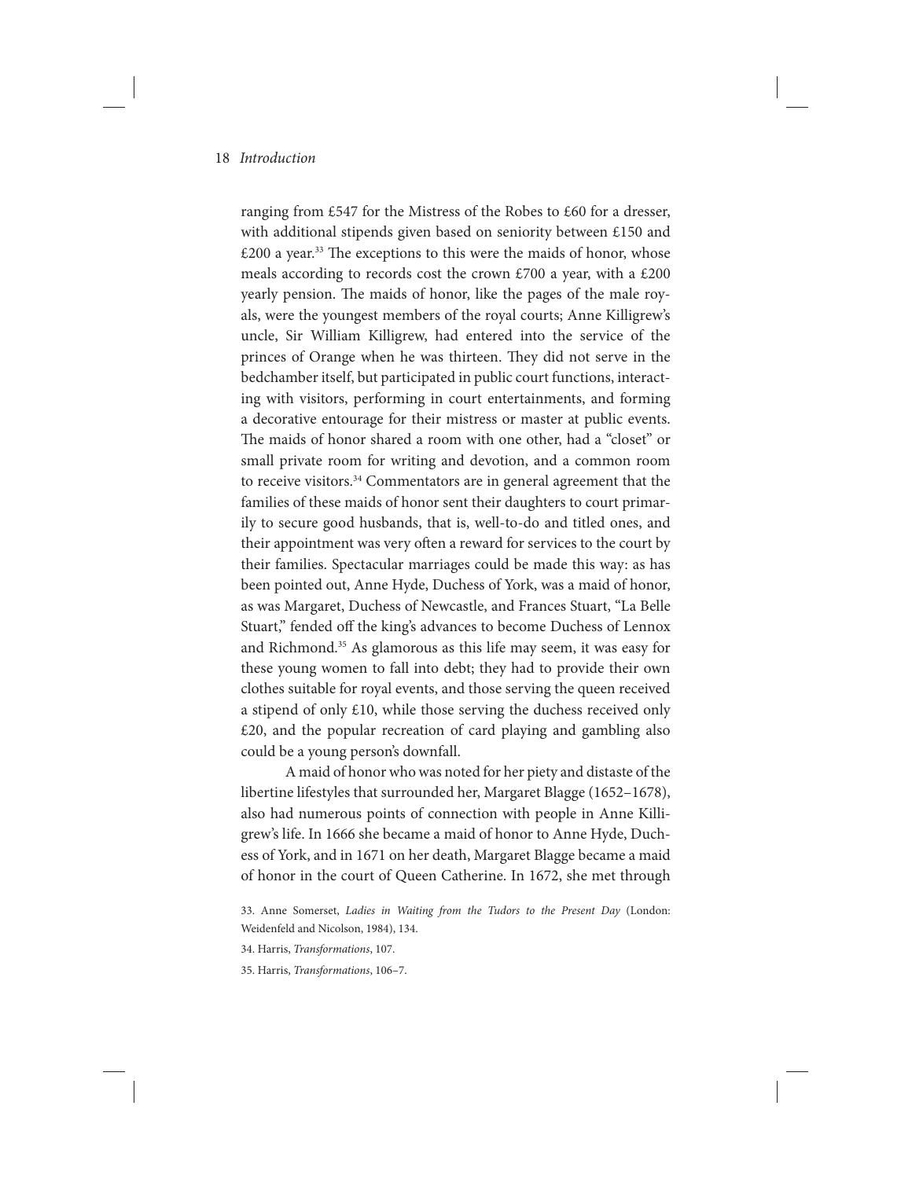ranging from £547 for the Mistress of the Robes to £60 for a dresser, with additional stipends given based on seniority between £150 and £200 a year.[33] The exceptions to this were the maids of honor, whose meals according to records cost the crown £700 a year, with a £200 yearly pension. The maids of honor, like the pages of the male royals, were the youngest members of the royal courts; Anne Killigrew's uncle, Sir William Killigrew, had entered into the service of the princes of Orange when he was thirteen. They did not serve in the bedchamber itself, but participated in public court functions, interacting with visitors, performing in court entertainments, and forming a decorative entourage for their mistress or master at public events. The maids of honor shared a room with one other, had a "closet" or small private room for writing and devotion, and a common room to receive visitors.[34] Commentators are in general agreement that the families of these maids of honor sent their daughters to court primarily to secure good husbands, that is, well-to-do and titled ones, and their appointment was very often a reward for services to the court by their families. Spectacular marriages could be made this way: as has been pointed out, Anne Hyde, Duchess of York, was a maid of honor, as was Margaret, Duchess of Newcastle, and Frances Stuart, "La Belle Stuart," fended off the king's advances to become Duchess of Lennox and Richmond.[35] As glamorous as this life may seem, it was easy for these young women to fall into debt; they had to provide their own clothes suitable for royal events, and those serving the queen received a stipend of only £10, while those serving the duchess received only £20, and the popular recreation of card playing and gambling also could be a young person's downfall.

A maid of honor who was noted for her piety and distaste of the libertine lifestyles that surrounded her, Margaret Blagge (1652–1678), also had numerous points of connection with people in Anne Killigrew's life. In 1666 she became a maid of honor to Anne Hyde, Duchess of York, and in 1671 on her death, Margaret Blagge became a maid of honor in the court of Queen Catherine. In 1672, she met through

33. Anne Somerset, *Ladies in Waiting from the Tudors to the Present Day* (London: Weidenfeld and Nicolson, 1984), 134.

34. Harris, *Transformations*, 107.

35. Harris, *Transformations*, 106–7.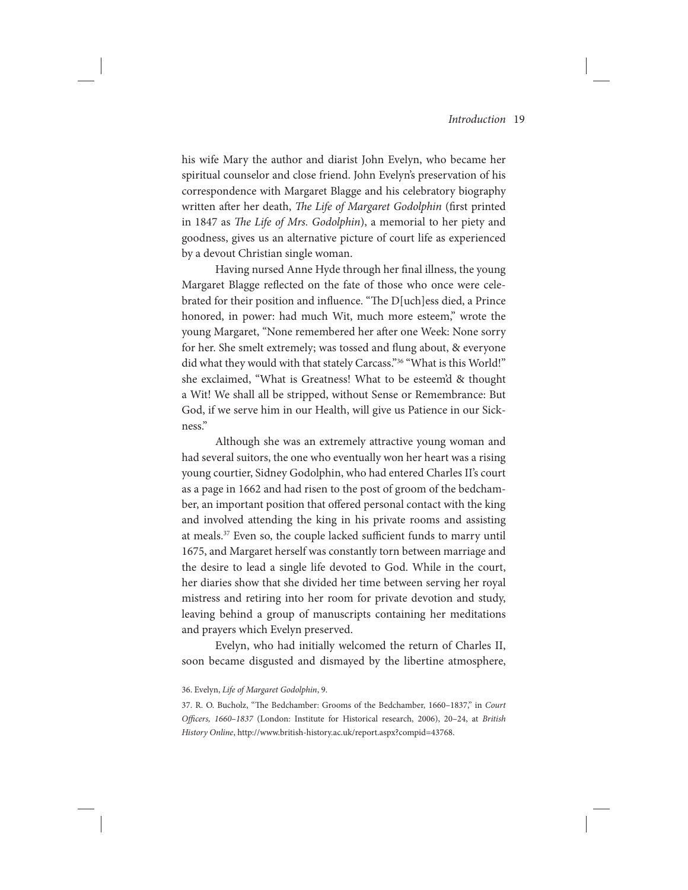his wife Mary the author and diarist John Evelyn, who became her spiritual counselor and close friend. John Evelyn's preservation of his correspondence with Margaret Blagge and his celebratory biography written after her death, *The Life of Margaret Godolphin* (first printed in 1847 as *The Life of Mrs. Godolphin*), a memorial to her piety and goodness, gives us an alternative picture of court life as experienced by a devout Christian single woman.

Having nursed Anne Hyde through her final illness, the young Margaret Blagge reflected on the fate of those who once were celebrated for their position and influence. "The D[uch]ess died, a Prince honored, in power: had much Wit, much more esteem," wrote the young Margaret, "None remembered her after one Week: None sorry for her. She smelt extremely; was tossed and flung about, & everyone did what they would with that stately Carcass."[36] "What is this World!" she exclaimed, "What is Greatness! What to be esteem'd & thought a Wit! We shall all be stripped, without Sense or Remembrance: But God, if we serve him in our Health, will give us Patience in our Sickness."

Although she was an extremely attractive young woman and had several suitors, the one who eventually won her heart was a rising young courtier, Sidney Godolphin, who had entered Charles II's court as a page in 1662 and had risen to the post of groom of the bedchamber, an important position that offered personal contact with the king and involved attending the king in his private rooms and assisting at meals.[37] Even so, the couple lacked sufficient funds to marry until 1675, and Margaret herself was constantly torn between marriage and the desire to lead a single life devoted to God. While in the court, her diaries show that she divided her time between serving her royal mistress and retiring into her room for private devotion and study, leaving behind a group of manuscripts containing her meditations and prayers which Evelyn preserved.

Evelyn, who had initially welcomed the return of Charles II, soon became disgusted and dismayed by the libertine atmosphere,

36. Evelyn, *Life of Margaret Godolphin*, 9.

37. R. O. Bucholz, "The Bedchamber: Grooms of the Bedchamber, 1660–1837," in *Court Officers, 1660–1837* (London: Institute for Historical research, 2006), 20–24, at *British History Online*, http://www.british-history.ac.uk/report.aspx?compid=43768.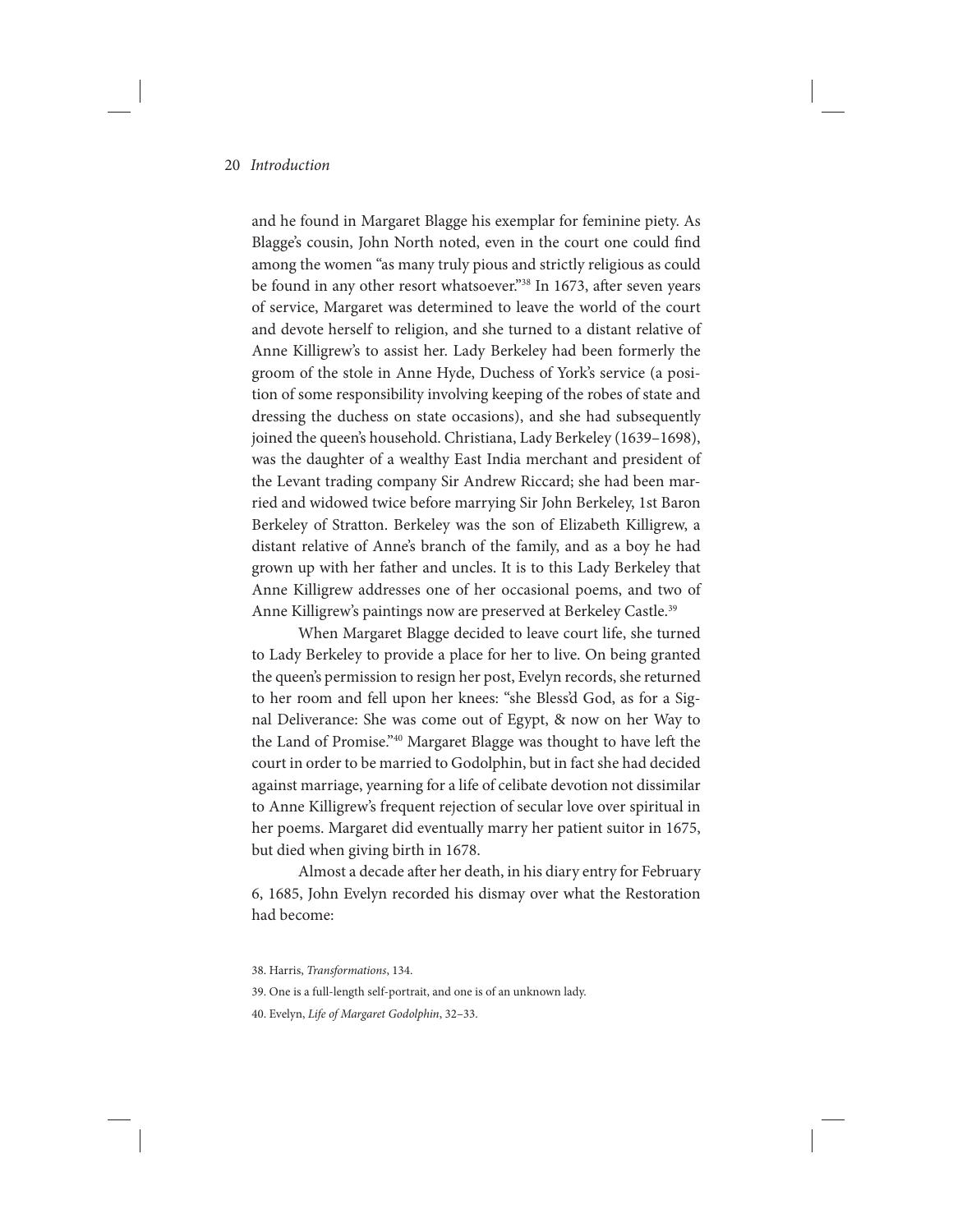and he found in Margaret Blagge his exemplar for feminine piety. As Blagge's cousin, John North noted, even in the court one could find among the women "as many truly pious and strictly religious as could be found in any other resort whatsoever."[38] In 1673, after seven years of service, Margaret was determined to leave the world of the court and devote herself to religion, and she turned to a distant relative of Anne Killigrew's to assist her. Lady Berkeley had been formerly the groom of the stole in Anne Hyde, Duchess of York's service (a position of some responsibility involving keeping of the robes of state and dressing the duchess on state occasions), and she had subsequently joined the queen's household. Christiana, Lady Berkeley (1639–1698), was the daughter of a wealthy East India merchant and president of the Levant trading company Sir Andrew Riccard; she had been married and widowed twice before marrying Sir John Berkeley, 1st Baron Berkeley of Stratton. Berkeley was the son of Elizabeth Killigrew, a distant relative of Anne's branch of the family, and as a boy he had grown up with her father and uncles. It is to this Lady Berkeley that Anne Killigrew addresses one of her occasional poems, and two of Anne Killigrew's paintings now are preserved at Berkeley Castle.[39]

When Margaret Blagge decided to leave court life, she turned to Lady Berkeley to provide a place for her to live. On being granted the queen's permission to resign her post, Evelyn records, she returned to her room and fell upon her knees: "she Bless'd God, as for a Signal Deliverance: She was come out of Egypt, & now on her Way to the Land of Promise."[40] Margaret Blagge was thought to have left the court in order to be married to Godolphin, but in fact she had decided against marriage, yearning for a life of celibate devotion not dissimilar to Anne Killigrew's frequent rejection of secular love over spiritual in her poems. Margaret did eventually marry her patient suitor in 1675, but died when giving birth in 1678.

Almost a decade after her death, in his diary entry for February 6, 1685, John Evelyn recorded his dismay over what the Restoration had become:

38. Harris, *Transformations*, 134.

39. One is a full-length self-portrait, and one is of an unknown lady.

40. Evelyn, *Life of Margaret Godolphin*, 32–33.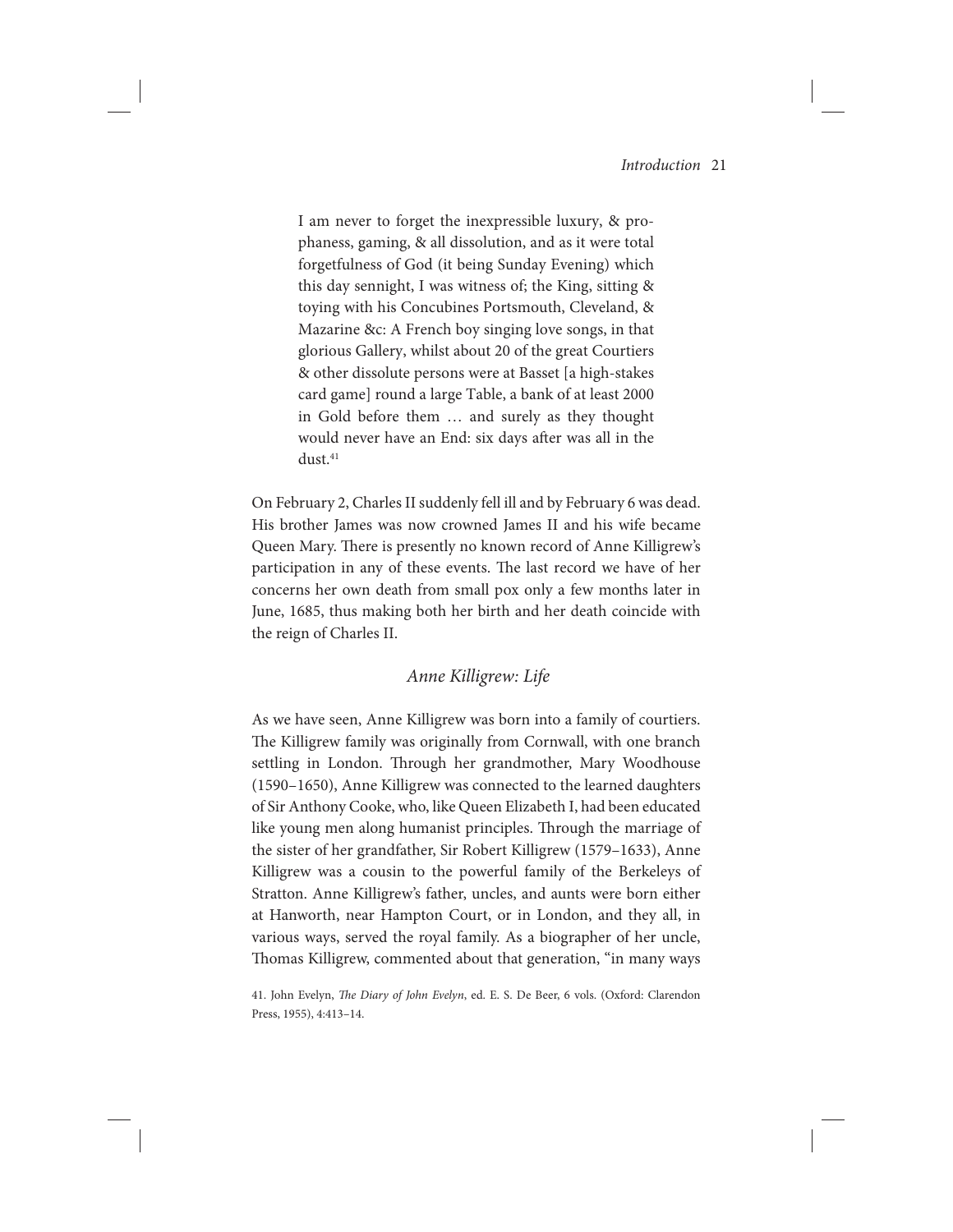> I am never to forget the inexpressible luxury, & prophaness, gaming, & all dissolution, and as it were total forgetfulness of God (it being Sunday Evening) which this day sennight, I was witness of; the King, sitting & toying with his Concubines Portsmouth, Cleveland, & Mazarine &c: A French boy singing love songs, in that glorious Gallery, whilst about 20 of the great Courtiers & other dissolute persons were at Basset [a high-stakes card game] round a large Table, a bank of at least 2000 in Gold before them … and surely as they thought would never have an End: six days after was all in the dust.[41]

On February 2, Charles II suddenly fell ill and by February 6 was dead. His brother James was now crowned James II and his wife became Queen Mary. There is presently no known record of Anne Killigrew's participation in any of these events. The last record we have of her concerns her own death from small pox only a few months later in June, 1685, thus making both her birth and her death coincide with the reign of Charles II.

## *Anne Killigrew: Life*

As we have seen, Anne Killigrew was born into a family of courtiers. The Killigrew family was originally from Cornwall, with one branch settling in London. Through her grandmother, Mary Woodhouse (1590–1650), Anne Killigrew was connected to the learned daughters of Sir Anthony Cooke, who, like Queen Elizabeth I, had been educated like young men along humanist principles. Through the marriage of the sister of her grandfather, Sir Robert Killigrew (1579–1633), Anne Killigrew was a cousin to the powerful family of the Berkeleys of Stratton. Anne Killigrew's father, uncles, and aunts were born either at Hanworth, near Hampton Court, or in London, and they all, in various ways, served the royal family. As a biographer of her uncle, Thomas Killigrew, commented about that generation, "in many ways

41. John Evelyn, *The Diary of John Evelyn*, ed. E. S. De Beer, 6 vols. (Oxford: Clarendon Press, 1955), 4:413–14.